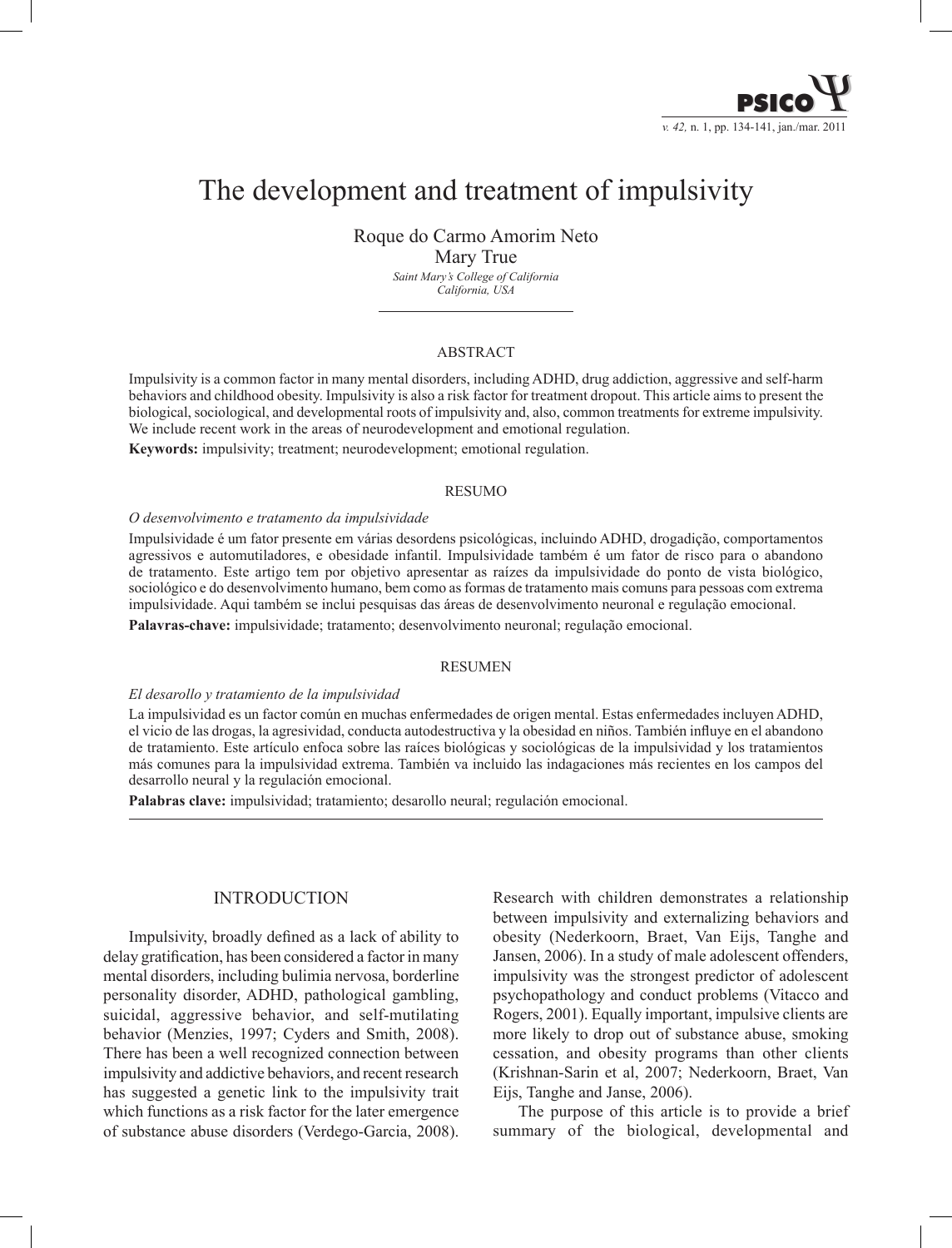# The development and treatment of impulsivity

Roque do Carmo Amorim Neto
Mary True

*Saint Mary's College of California*
*California, USA*

## ABSTRACT

Impulsivity is a common factor in many mental disorders, including ADHD, drug addiction, aggressive and self-harm behaviors and childhood obesity. Impulsivity is also a risk factor for treatment dropout. This article aims to present the biological, sociological, and developmental roots of impulsivity and, also, common treatments for extreme impulsivity. We include recent work in the areas of neurodevelopment and emotional regulation.

**Keywords:** impulsivity; treatment; neurodevelopment; emotional regulation.

## RESUMO

*O desenvolvimento e tratamento da impulsividade*

Impulsividade é um fator presente em várias desordens psicológicas, incluindo ADHD, drogadição, comportamentos agressivos e automutiladores, e obesidade infantil. Impulsividade também é um fator de risco para o abandono de tratamento. Este artigo tem por objetivo apresentar as raízes da impulsividade do ponto de vista biológico, sociológico e do desenvolvimento humano, bem como as formas de tratamento mais comuns para pessoas com extrema impulsividade. Aqui também se inclui pesquisas das áreas de desenvolvimento neuronal e regulação emocional.

**Palavras-chave:** impulsividade; tratamento; desenvolvimento neuronal; regulação emocional.

## RESUMEN

*El desarollo y tratamiento de la impulsividad*

La impulsividad es un factor común en muchas enfermedades de origen mental. Estas enfermedades incluyen ADHD, el vicio de las drogas, la agresividad, conducta autodestructiva y la obesidad en niños. También influye en el abandono de tratamiento. Este artículo enfoca sobre las raíces biológicas y sociológicas de la impulsividad y los tratamientos más comunes para la impulsividad extrema. También va incluido las indagaciones más recientes en los campos del desarrollo neural y la regulación emocional.

**Palabras clave:** impulsividad; tratamiento; desarollo neural; regulación emocional.

## INTRODUCTION

Impulsivity, broadly defined as a lack of ability to delay gratification, has been considered a factor in many mental disorders, including bulimia nervosa, borderline personality disorder, ADHD, pathological gambling, suicidal, aggressive behavior, and self-mutilating behavior (Menzies, 1997; Cyders and Smith, 2008). There has been a well recognized connection between impulsivity and addictive behaviors, and recent research has suggested a genetic link to the impulsivity trait which functions as a risk factor for the later emergence of substance abuse disorders (Verdego-Garcia, 2008). Research with children demonstrates a relationship between impulsivity and externalizing behaviors and obesity (Nederkoorn, Braet, Van Eijs, Tanghe and Jansen, 2006). In a study of male adolescent offenders, impulsivity was the strongest predictor of adolescent psychopathology and conduct problems (Vitacco and Rogers, 2001). Equally important, impulsive clients are more likely to drop out of substance abuse, smoking cessation, and obesity programs than other clients (Krishnan-Sarin et al, 2007; Nederkoorn, Braet, Van Eijs, Tanghe and Janse, 2006).

The purpose of this article is to provide a brief summary of the biological, developmental and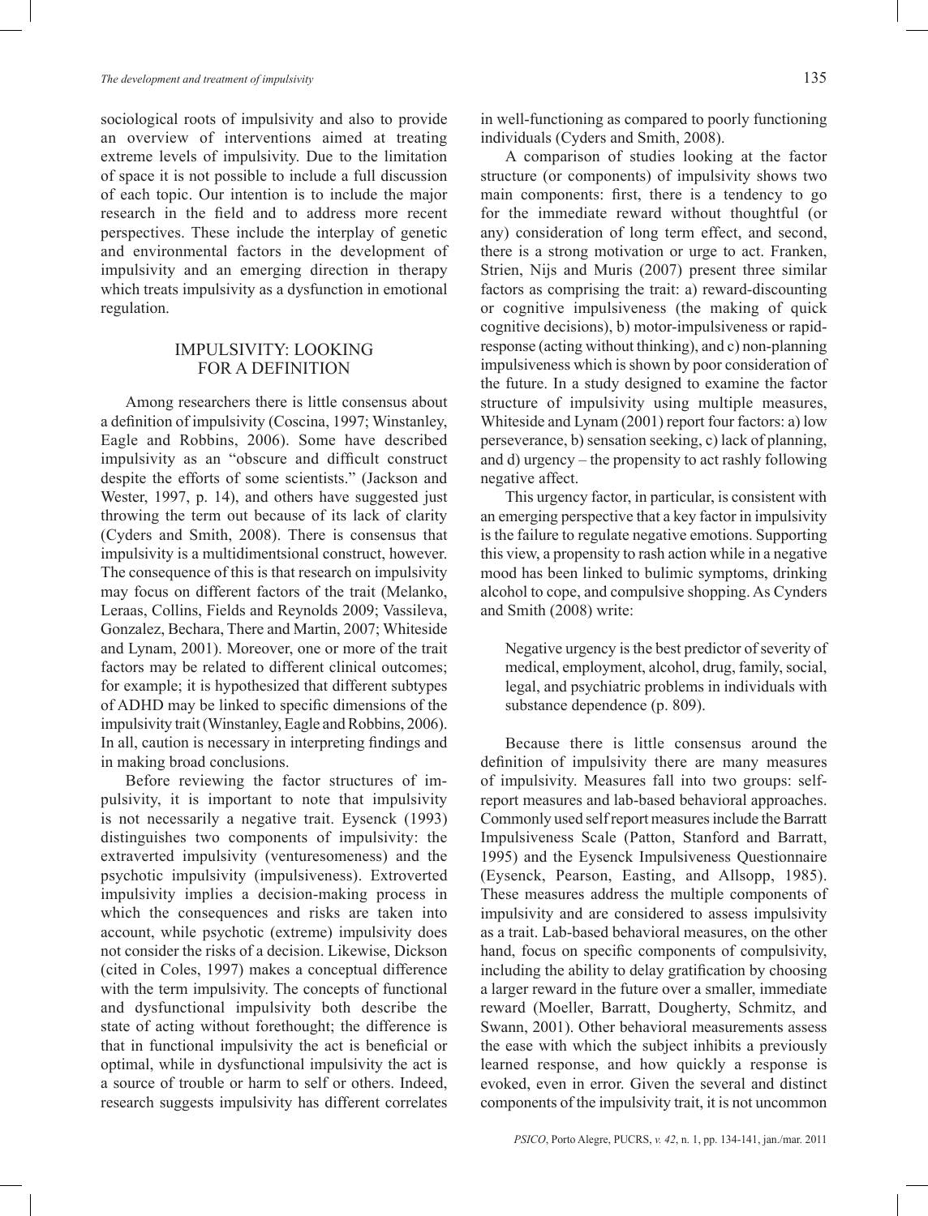sociological roots of impulsivity and also to provide an overview of interventions aimed at treating extreme levels of impulsivity. Due to the limitation of space it is not possible to include a full discussion of each topic. Our intention is to include the major research in the field and to address more recent perspectives. These include the interplay of genetic and environmental factors in the development of impulsivity and an emerging direction in therapy which treats impulsivity as a dysfunction in emotional regulation.

## IMPULSIVITY: LOOKING FOR A DEFINITION

Among researchers there is little consensus about a definition of impulsivity (Coscina, 1997; Winstanley, Eagle and Robbins, 2006). Some have described impulsivity as an "obscure and difficult construct despite the efforts of some scientists." (Jackson and Wester, 1997, p. 14), and others have suggested just throwing the term out because of its lack of clarity (Cyders and Smith, 2008). There is consensus that impulsivity is a multidimentsional construct, however. The consequence of this is that research on impulsivity may focus on different factors of the trait (Melanko, Leraas, Collins, Fields and Reynolds 2009; Vassileva, Gonzalez, Bechara, There and Martin, 2007; Whiteside and Lynam, 2001). Moreover, one or more of the trait factors may be related to different clinical outcomes; for example; it is hypothesized that different subtypes of ADHD may be linked to specific dimensions of the impulsivity trait (Winstanley, Eagle and Robbins, 2006). In all, caution is necessary in interpreting findings and in making broad conclusions.

Before reviewing the factor structures of impulsivity, it is important to note that impulsivity is not necessarily a negative trait. Eysenck (1993) distinguishes two components of impulsivity: the extraverted impulsivity (venturesomeness) and the psychotic impulsivity (impulsiveness). Extroverted impulsivity implies a decision-making process in which the consequences and risks are taken into account, while psychotic (extreme) impulsivity does not consider the risks of a decision. Likewise, Dickson (cited in Coles, 1997) makes a conceptual difference with the term impulsivity. The concepts of functional and dysfunctional impulsivity both describe the state of acting without forethought; the difference is that in functional impulsivity the act is beneficial or optimal, while in dysfunctional impulsivity the act is a source of trouble or harm to self or others. Indeed, research suggests impulsivity has different correlates in well-functioning as compared to poorly functioning individuals (Cyders and Smith, 2008).

A comparison of studies looking at the factor structure (or components) of impulsivity shows two main components: first, there is a tendency to go for the immediate reward without thoughtful (or any) consideration of long term effect, and second, there is a strong motivation or urge to act. Franken, Strien, Nijs and Muris (2007) present three similar factors as comprising the trait: a) reward-discounting or cognitive impulsiveness (the making of quick cognitive decisions), b) motor-impulsiveness or rapid-response (acting without thinking), and c) non-planning impulsiveness which is shown by poor consideration of the future. In a study designed to examine the factor structure of impulsivity using multiple measures, Whiteside and Lynam (2001) report four factors: a) low perseverance, b) sensation seeking, c) lack of planning, and d) urgency – the propensity to act rashly following negative affect.

This urgency factor, in particular, is consistent with an emerging perspective that a key factor in impulsivity is the failure to regulate negative emotions. Supporting this view, a propensity to rash action while in a negative mood has been linked to bulimic symptoms, drinking alcohol to cope, and compulsive shopping. As Cynders and Smith (2008) write:

> Negative urgency is the best predictor of severity of medical, employment, alcohol, drug, family, social, legal, and psychiatric problems in individuals with substance dependence (p. 809).

Because there is little consensus around the definition of impulsivity there are many measures of impulsivity. Measures fall into two groups: self-report measures and lab-based behavioral approaches. Commonly used self report measures include the Barratt Impulsiveness Scale (Patton, Stanford and Barratt, 1995) and the Eysenck Impulsiveness Questionnaire (Eysenck, Pearson, Easting, and Allsopp, 1985). These measures address the multiple components of impulsivity and are considered to assess impulsivity as a trait. Lab-based behavioral measures, on the other hand, focus on specific components of compulsivity, including the ability to delay gratification by choosing a larger reward in the future over a smaller, immediate reward (Moeller, Barratt, Dougherty, Schmitz, and Swann, 2001). Other behavioral measurements assess the ease with which the subject inhibits a previously learned response, and how quickly a response is evoked, even in error. Given the several and distinct components of the impulsivity trait, it is not uncommon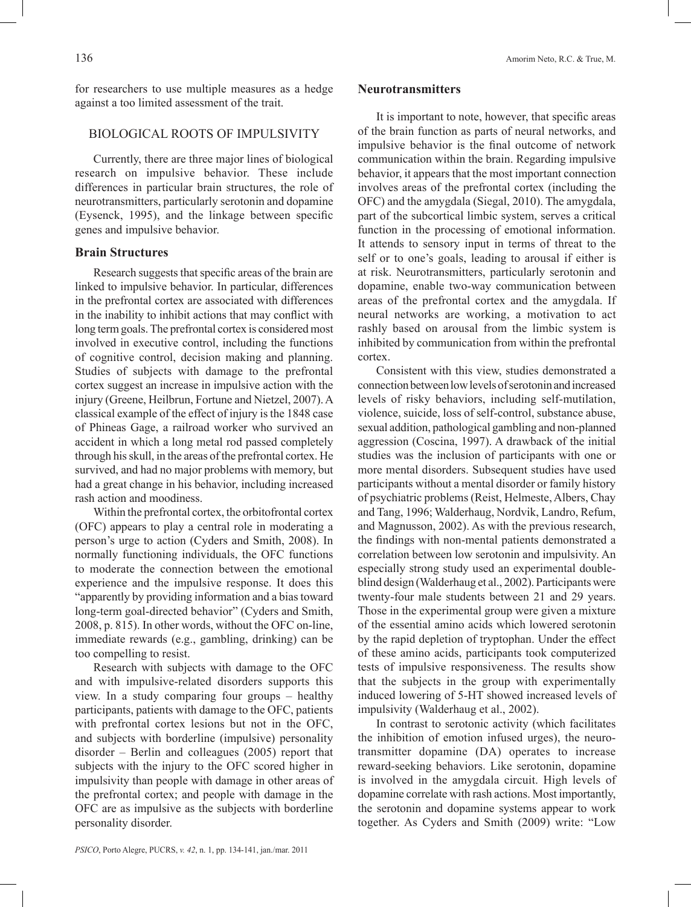for researchers to use multiple measures as a hedge against a too limited assessment of the trait.

## BIOLOGICAL ROOTS OF IMPULSIVITY

Currently, there are three major lines of biological research on impulsive behavior. These include differences in particular brain structures, the role of neurotransmitters, particularly serotonin and dopamine (Eysenck, 1995), and the linkage between specific genes and impulsive behavior.

### Brain Structures

Research suggests that specific areas of the brain are linked to impulsive behavior. In particular, differences in the prefrontal cortex are associated with differences in the inability to inhibit actions that may conflict with long term goals. The prefrontal cortex is considered most involved in executive control, including the functions of cognitive control, decision making and planning. Studies of subjects with damage to the prefrontal cortex suggest an increase in impulsive action with the injury (Greene, Heilbrun, Fortune and Nietzel, 2007). A classical example of the effect of injury is the 1848 case of Phineas Gage, a railroad worker who survived an accident in which a long metal rod passed completely through his skull, in the areas of the prefrontal cortex. He survived, and had no major problems with memory, but had a great change in his behavior, including increased rash action and moodiness.

Within the prefrontal cortex, the orbitofrontal cortex (OFC) appears to play a central role in moderating a person's urge to action (Cyders and Smith, 2008). In normally functioning individuals, the OFC functions to moderate the connection between the emotional experience and the impulsive response. It does this "apparently by providing information and a bias toward long-term goal-directed behavior" (Cyders and Smith, 2008, p. 815). In other words, without the OFC on-line, immediate rewards (e.g., gambling, drinking) can be too compelling to resist.

Research with subjects with damage to the OFC and with impulsive-related disorders supports this view. In a study comparing four groups – healthy participants, patients with damage to the OFC, patients with prefrontal cortex lesions but not in the OFC, and subjects with borderline (impulsive) personality disorder – Berlin and colleagues (2005) report that subjects with the injury to the OFC scored higher in impulsivity than people with damage in other areas of the prefrontal cortex; and people with damage in the OFC are as impulsive as the subjects with borderline personality disorder.

### Neurotransmitters

It is important to note, however, that specific areas of the brain function as parts of neural networks, and impulsive behavior is the final outcome of network communication within the brain. Regarding impulsive behavior, it appears that the most important connection involves areas of the prefrontal cortex (including the OFC) and the amygdala (Siegal, 2010). The amygdala, part of the subcortical limbic system, serves a critical function in the processing of emotional information. It attends to sensory input in terms of threat to the self or to one's goals, leading to arousal if either is at risk. Neurotransmitters, particularly serotonin and dopamine, enable two-way communication between areas of the prefrontal cortex and the amygdala. If neural networks are working, a motivation to act rashly based on arousal from the limbic system is inhibited by communication from within the prefrontal cortex.

Consistent with this view, studies demonstrated a connection between low levels of serotonin and increased levels of risky behaviors, including self-mutilation, violence, suicide, loss of self-control, substance abuse, sexual addition, pathological gambling and non-planned aggression (Coscina, 1997). A drawback of the initial studies was the inclusion of participants with one or more mental disorders. Subsequent studies have used participants without a mental disorder or family history of psychiatric problems (Reist, Helmeste, Albers, Chay and Tang, 1996; Walderhaug, Nordvik, Landro, Refum, and Magnusson, 2002). As with the previous research, the findings with non-mental patients demonstrated a correlation between low serotonin and impulsivity. An especially strong study used an experimental double-blind design (Walderhaug et al., 2002). Participants were twenty-four male students between 21 and 29 years. Those in the experimental group were given a mixture of the essential amino acids which lowered serotonin by the rapid depletion of tryptophan. Under the effect of these amino acids, participants took computerized tests of impulsive responsiveness. The results show that the subjects in the group with experimentally induced lowering of 5-HT showed increased levels of impulsivity (Walderhaug et al., 2002).

In contrast to serotonic activity (which facilitates the inhibition of emotion infused urges), the neurotransmitter dopamine (DA) operates to increase reward-seeking behaviors. Like serotonin, dopamine is involved in the amygdala circuit. High levels of dopamine correlate with rash actions. Most importantly, the serotonin and dopamine systems appear to work together. As Cyders and Smith (2009) write: "Low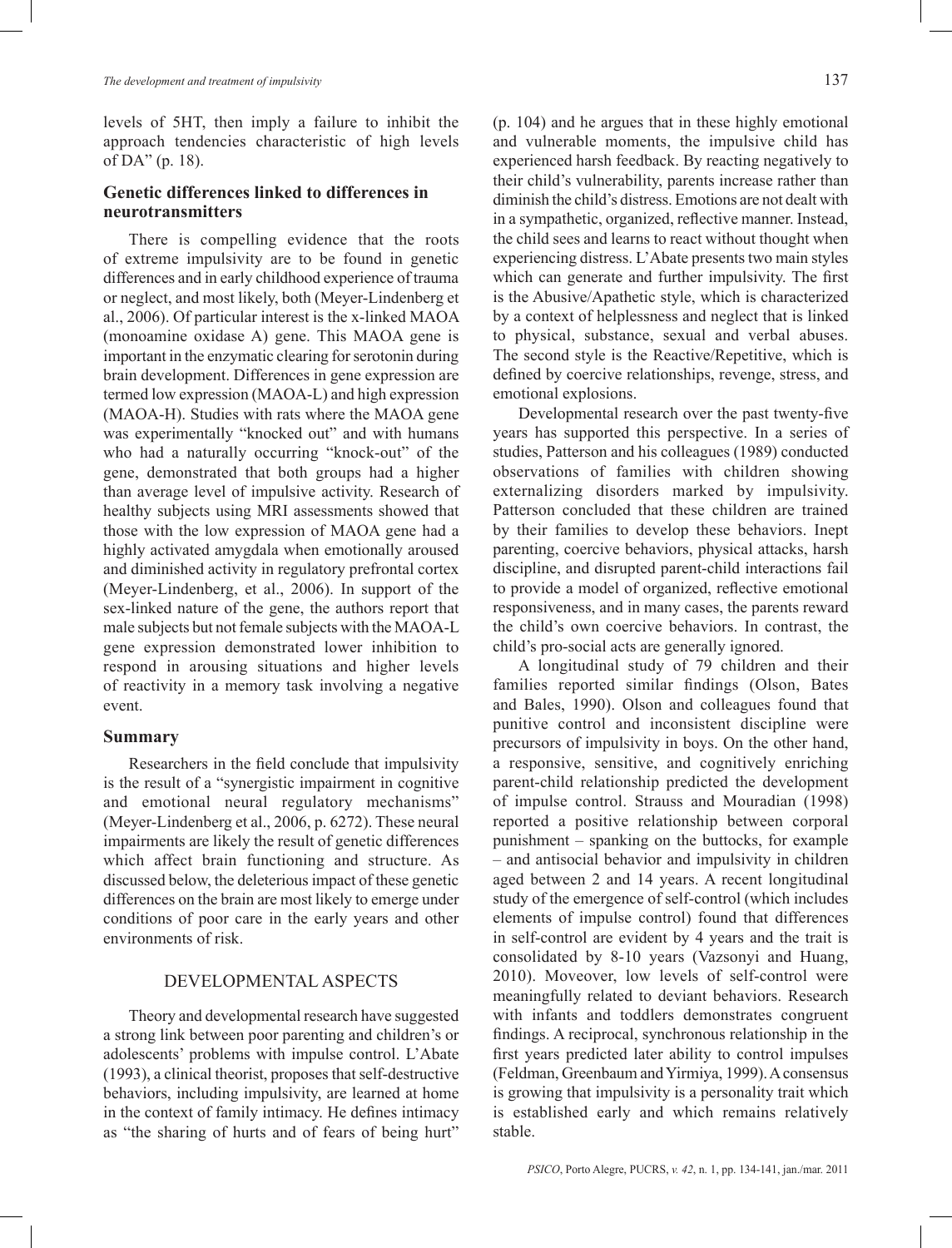levels of 5HT, then imply a failure to inhibit the approach tendencies characteristic of high levels of DA" (p. 18).

## Genetic differences linked to differences in neurotransmitters

There is compelling evidence that the roots of extreme impulsivity are to be found in genetic differences and in early childhood experience of trauma or neglect, and most likely, both (Meyer-Lindenberg et al., 2006). Of particular interest is the x-linked MAOA (monoamine oxidase A) gene. This MAOA gene is important in the enzymatic clearing for serotonin during brain development. Differences in gene expression are termed low expression (MAOA-L) and high expression (MAOA-H). Studies with rats where the MAOA gene was experimentally "knocked out" and with humans who had a naturally occurring "knock-out" of the gene, demonstrated that both groups had a higher than average level of impulsive activity. Research of healthy subjects using MRI assessments showed that those with the low expression of MAOA gene had a highly activated amygdala when emotionally aroused and diminished activity in regulatory prefrontal cortex (Meyer-Lindenberg, et al., 2006). In support of the sex-linked nature of the gene, the authors report that male subjects but not female subjects with the MAOA-L gene expression demonstrated lower inhibition to respond in arousing situations and higher levels of reactivity in a memory task involving a negative event.

## Summary

Researchers in the field conclude that impulsivity is the result of a "synergistic impairment in cognitive and emotional neural regulatory mechanisms" (Meyer-Lindenberg et al., 2006, p. 6272). These neural impairments are likely the result of genetic differences which affect brain functioning and structure. As discussed below, the deleterious impact of these genetic differences on the brain are most likely to emerge under conditions of poor care in the early years and other environments of risk.

# DEVELOPMENTAL ASPECTS

Theory and developmental research have suggested a strong link between poor parenting and children's or adolescents' problems with impulse control. L'Abate (1993), a clinical theorist, proposes that self-destructive behaviors, including impulsivity, are learned at home in the context of family intimacy. He defines intimacy as "the sharing of hurts and of fears of being hurt" (p. 104) and he argues that in these highly emotional and vulnerable moments, the impulsive child has experienced harsh feedback. By reacting negatively to their child's vulnerability, parents increase rather than diminish the child's distress. Emotions are not dealt with in a sympathetic, organized, reflective manner. Instead, the child sees and learns to react without thought when experiencing distress. L'Abate presents two main styles which can generate and further impulsivity. The first is the Abusive/Apathetic style, which is characterized by a context of helplessness and neglect that is linked to physical, substance, sexual and verbal abuses. The second style is the Reactive/Repetitive, which is defined by coercive relationships, revenge, stress, and emotional explosions.

Developmental research over the past twenty-five years has supported this perspective. In a series of studies, Patterson and his colleagues (1989) conducted observations of families with children showing externalizing disorders marked by impulsivity. Patterson concluded that these children are trained by their families to develop these behaviors. Inept parenting, coercive behaviors, physical attacks, harsh discipline, and disrupted parent-child interactions fail to provide a model of organized, reflective emotional responsiveness, and in many cases, the parents reward the child's own coercive behaviors. In contrast, the child's pro-social acts are generally ignored.

A longitudinal study of 79 children and their families reported similar findings (Olson, Bates and Bales, 1990). Olson and colleagues found that punitive control and inconsistent discipline were precursors of impulsivity in boys. On the other hand, a responsive, sensitive, and cognitively enriching parent-child relationship predicted the development of impulse control. Strauss and Mouradian (1998) reported a positive relationship between corporal punishment – spanking on the buttocks, for example – and antisocial behavior and impulsivity in children aged between 2 and 14 years. A recent longitudinal study of the emergence of self-control (which includes elements of impulse control) found that differences in self-control are evident by 4 years and the trait is consolidated by 8-10 years (Vazsonyi and Huang, 2010). Moveover, low levels of self-control were meaningfully related to deviant behaviors. Research with infants and toddlers demonstrates congruent findings. A reciprocal, synchronous relationship in the first years predicted later ability to control impulses (Feldman, Greenbaum and Yirmiya, 1999). A consensus is growing that impulsivity is a personality trait which is established early and which remains relatively stable.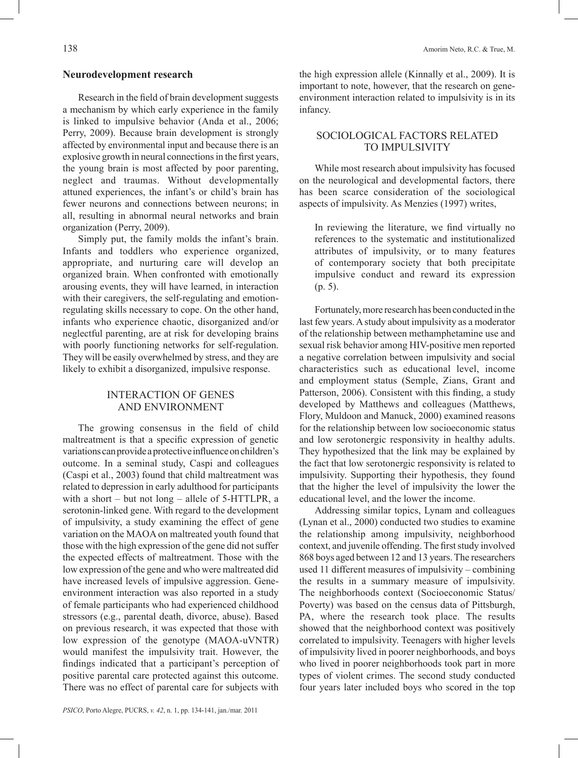### Neurodevelopment research

Research in the field of brain development suggests a mechanism by which early experience in the family is linked to impulsive behavior (Anda et al., 2006; Perry, 2009). Because brain development is strongly affected by environmental input and because there is an explosive growth in neural connections in the first years, the young brain is most affected by poor parenting, neglect and traumas. Without developmentally attuned experiences, the infant's or child's brain has fewer neurons and connections between neurons; in all, resulting in abnormal neural networks and brain organization (Perry, 2009).

Simply put, the family molds the infant's brain. Infants and toddlers who experience organized, appropriate, and nurturing care will develop an organized brain. When confronted with emotionally arousing events, they will have learned, in interaction with their caregivers, the self-regulating and emotion-regulating skills necessary to cope. On the other hand, infants who experience chaotic, disorganized and/or neglectful parenting, are at risk for developing brains with poorly functioning networks for self-regulation. They will be easily overwhelmed by stress, and they are likely to exhibit a disorganized, impulsive response.

## INTERACTION OF GENES AND ENVIRONMENT

The growing consensus in the field of child maltreatment is that a specific expression of genetic variations can provide a protective influence on children's outcome. In a seminal study, Caspi and colleagues (Caspi et al., 2003) found that child maltreatment was related to depression in early adulthood for participants with a short – but not long – allele of 5-HTTLPR, a serotonin-linked gene. With regard to the development of impulsivity, a study examining the effect of gene variation on the MAOA on maltreated youth found that those with the high expression of the gene did not suffer the expected effects of maltreatment. Those with the low expression of the gene and who were maltreated did have increased levels of impulsive aggression. Gene-environment interaction was also reported in a study of female participants who had experienced childhood stressors (e.g., parental death, divorce, abuse). Based on previous research, it was expected that those with low expression of the genotype (MAOA-uVNTR) would manifest the impulsivity trait. However, the findings indicated that a participant's perception of positive parental care protected against this outcome. There was no effect of parental care for subjects with the high expression allele (Kinnally et al., 2009). It is important to note, however, that the research on gene-environment interaction related to impulsivity is in its infancy.

## SOCIOLOGICAL FACTORS RELATED TO IMPULSIVITY

While most research about impulsivity has focused on the neurological and developmental factors, there has been scarce consideration of the sociological aspects of impulsivity. As Menzies (1997) writes,

> In reviewing the literature, we find virtually no references to the systematic and institutionalized attributes of impulsivity, or to many features of contemporary society that both precipitate impulsive conduct and reward its expression (p. 5).

Fortunately, more research has been conducted in the last few years. A study about impulsivity as a moderator of the relationship between methamphetamine use and sexual risk behavior among HIV-positive men reported a negative correlation between impulsivity and social characteristics such as educational level, income and employment status (Semple, Zians, Grant and Patterson, 2006). Consistent with this finding, a study developed by Matthews and colleagues (Matthews, Flory, Muldoon and Manuck, 2000) examined reasons for the relationship between low socioeconomic status and low serotonergic responsivity in healthy adults. They hypothesized that the link may be explained by the fact that low serotonergic responsivity is related to impulsivity. Supporting their hypothesis, they found that the higher the level of impulsivity the lower the educational level, and the lower the income.

Addressing similar topics, Lynam and colleagues (Lynan et al., 2000) conducted two studies to examine the relationship among impulsivity, neighborhood context, and juvenile offending. The first study involved 868 boys aged between 12 and 13 years. The researchers used 11 different measures of impulsivity – combining the results in a summary measure of impulsivity. The neighborhoods context (Socioeconomic Status/ Poverty) was based on the census data of Pittsburgh, PA, where the research took place. The results showed that the neighborhood context was positively correlated to impulsivity. Teenagers with higher levels of impulsivity lived in poorer neighborhoods, and boys who lived in poorer neighborhoods took part in more types of violent crimes. The second study conducted four years later included boys who scored in the top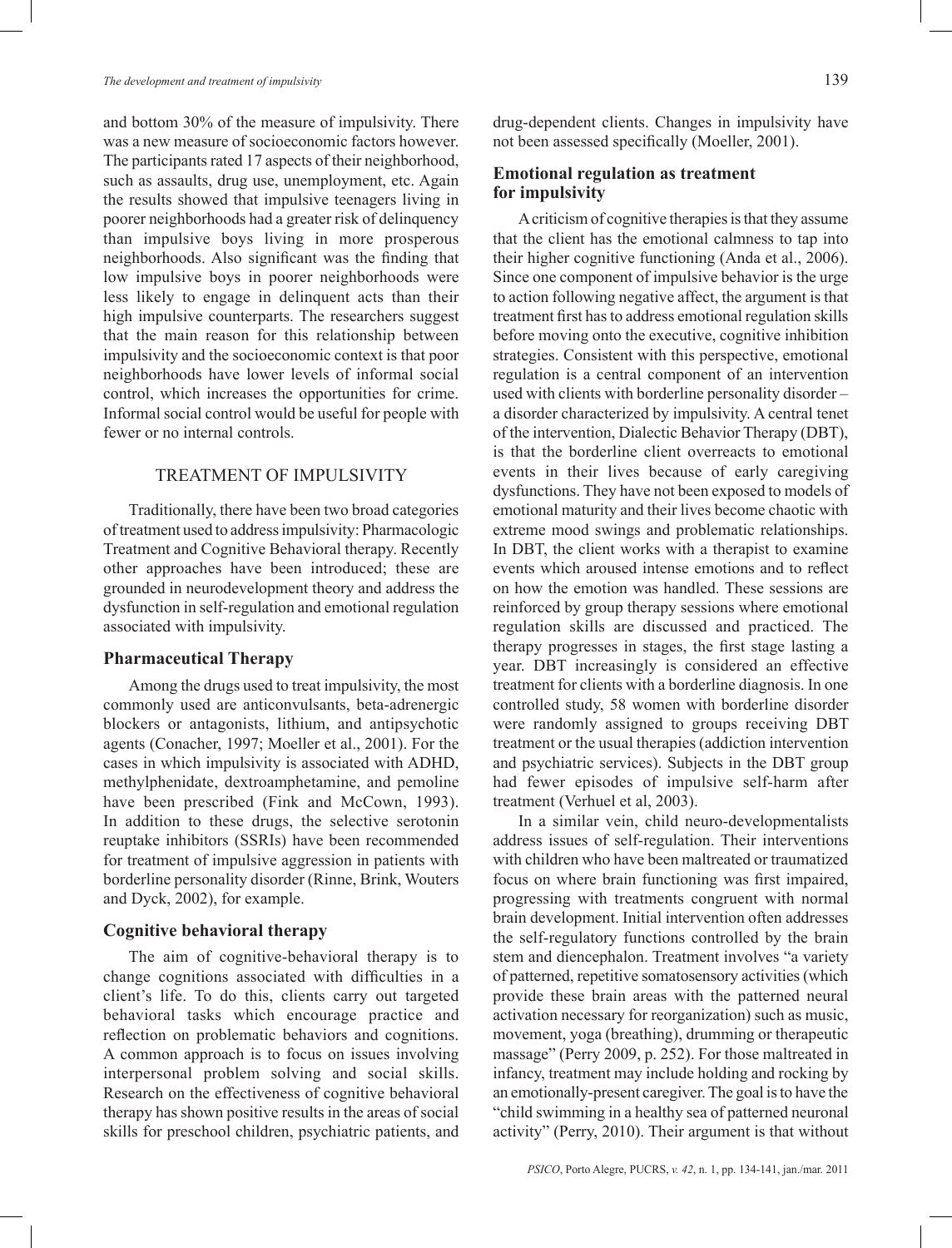and bottom 30% of the measure of impulsivity. There was a new measure of socioeconomic factors however. The participants rated 17 aspects of their neighborhood, such as assaults, drug use, unemployment, etc. Again the results showed that impulsive teenagers living in poorer neighborhoods had a greater risk of delinquency than impulsive boys living in more prosperous neighborhoods. Also significant was the finding that low impulsive boys in poorer neighborhoods were less likely to engage in delinquent acts than their high impulsive counterparts. The researchers suggest that the main reason for this relationship between impulsivity and the socioeconomic context is that poor neighborhoods have lower levels of informal social control, which increases the opportunities for crime. Informal social control would be useful for people with fewer or no internal controls.

## TREATMENT OF IMPULSIVITY

Traditionally, there have been two broad categories of treatment used to address impulsivity: Pharmacologic Treatment and Cognitive Behavioral therapy. Recently other approaches have been introduced; these are grounded in neurodevelopment theory and address the dysfunction in self-regulation and emotional regulation associated with impulsivity.

### Pharmaceutical Therapy

Among the drugs used to treat impulsivity, the most commonly used are anticonvulsants, beta-adrenergic blockers or antagonists, lithium, and antipsychotic agents (Conacher, 1997; Moeller et al., 2001). For the cases in which impulsivity is associated with ADHD, methylphenidate, dextroamphetamine, and pemoline have been prescribed (Fink and McCown, 1993). In addition to these drugs, the selective serotonin reuptake inhibitors (SSRIs) have been recommended for treatment of impulsive aggression in patients with borderline personality disorder (Rinne, Brink, Wouters and Dyck, 2002), for example.

### Cognitive behavioral therapy

The aim of cognitive-behavioral therapy is to change cognitions associated with difficulties in a client's life. To do this, clients carry out targeted behavioral tasks which encourage practice and reflection on problematic behaviors and cognitions. A common approach is to focus on issues involving interpersonal problem solving and social skills. Research on the effectiveness of cognitive behavioral therapy has shown positive results in the areas of social skills for preschool children, psychiatric patients, and drug-dependent clients. Changes in impulsivity have not been assessed specifically (Moeller, 2001).

### Emotional regulation as treatment for impulsivity

A criticism of cognitive therapies is that they assume that the client has the emotional calmness to tap into their higher cognitive functioning (Anda et al., 2006). Since one component of impulsive behavior is the urge to action following negative affect, the argument is that treatment first has to address emotional regulation skills before moving onto the executive, cognitive inhibition strategies. Consistent with this perspective, emotional regulation is a central component of an intervention used with clients with borderline personality disorder – a disorder characterized by impulsivity. A central tenet of the intervention, Dialectic Behavior Therapy (DBT), is that the borderline client overreacts to emotional events in their lives because of early caregiving dysfunctions. They have not been exposed to models of emotional maturity and their lives become chaotic with extreme mood swings and problematic relationships. In DBT, the client works with a therapist to examine events which aroused intense emotions and to reflect on how the emotion was handled. These sessions are reinforced by group therapy sessions where emotional regulation skills are discussed and practiced. The therapy progresses in stages, the first stage lasting a year. DBT increasingly is considered an effective treatment for clients with a borderline diagnosis. In one controlled study, 58 women with borderline disorder were randomly assigned to groups receiving DBT treatment or the usual therapies (addiction intervention and psychiatric services). Subjects in the DBT group had fewer episodes of impulsive self-harm after treatment (Verhuel et al, 2003).

In a similar vein, child neuro-developmentalists address issues of self-regulation. Their interventions with children who have been maltreated or traumatized focus on where brain functioning was first impaired, progressing with treatments congruent with normal brain development. Initial intervention often addresses the self-regulatory functions controlled by the brain stem and diencephalon. Treatment involves "a variety of patterned, repetitive somatosensory activities (which provide these brain areas with the patterned neural activation necessary for reorganization) such as music, movement, yoga (breathing), drumming or therapeutic massage" (Perry 2009, p. 252). For those maltreated in infancy, treatment may include holding and rocking by an emotionally-present caregiver. The goal is to have the "child swimming in a healthy sea of patterned neuronal activity" (Perry, 2010). Their argument is that without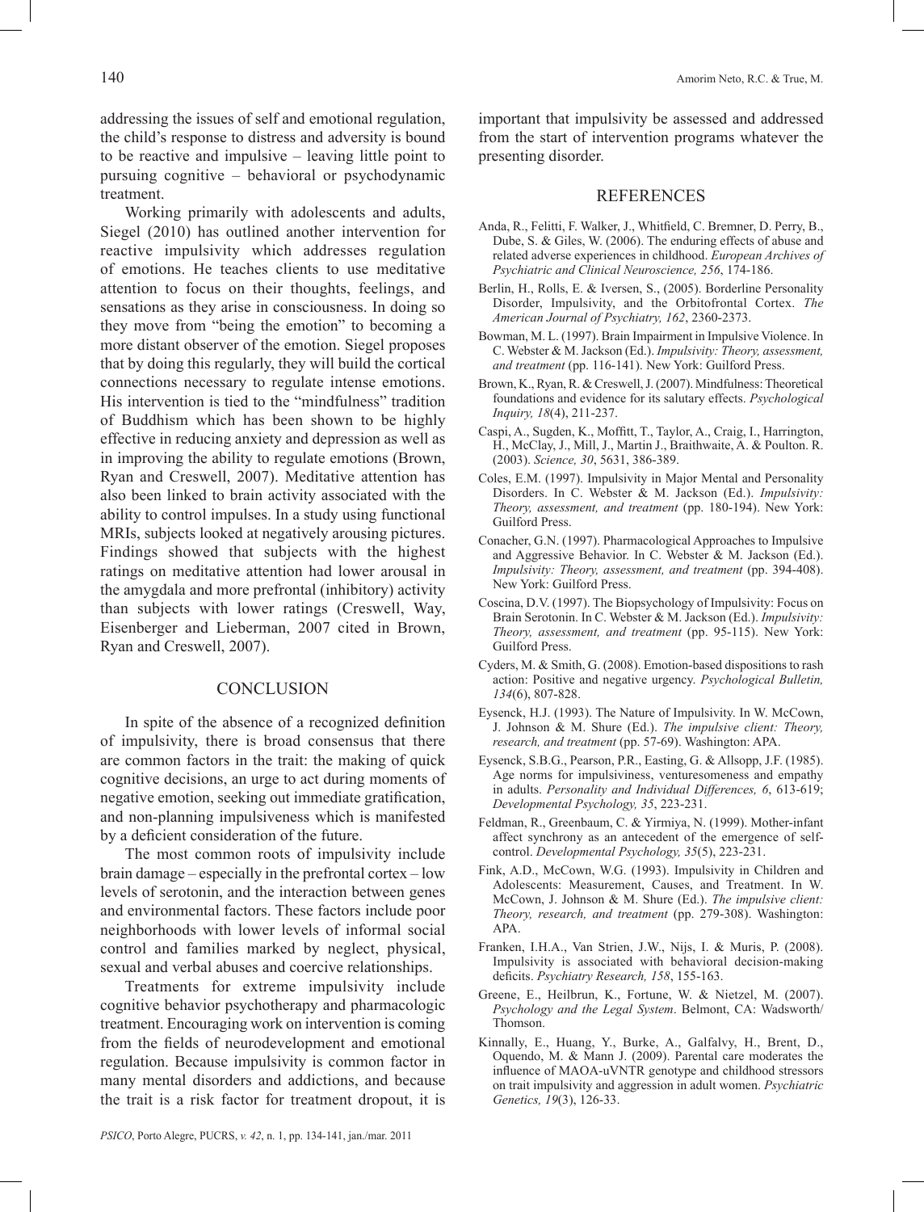addressing the issues of self and emotional regulation, the child's response to distress and adversity is bound to be reactive and impulsive – leaving little point to pursuing cognitive – behavioral or psychodynamic treatment.

Working primarily with adolescents and adults, Siegel (2010) has outlined another intervention for reactive impulsivity which addresses regulation of emotions. He teaches clients to use meditative attention to focus on their thoughts, feelings, and sensations as they arise in consciousness. In doing so they move from "being the emotion" to becoming a more distant observer of the emotion. Siegel proposes that by doing this regularly, they will build the cortical connections necessary to regulate intense emotions. His intervention is tied to the "mindfulness" tradition of Buddhism which has been shown to be highly effective in reducing anxiety and depression as well as in improving the ability to regulate emotions (Brown, Ryan and Creswell, 2007). Meditative attention has also been linked to brain activity associated with the ability to control impulses. In a study using functional MRIs, subjects looked at negatively arousing pictures. Findings showed that subjects with the highest ratings on meditative attention had lower arousal in the amygdala and more prefrontal (inhibitory) activity than subjects with lower ratings (Creswell, Way, Eisenberger and Lieberman, 2007 cited in Brown, Ryan and Creswell, 2007).

## CONCLUSION

In spite of the absence of a recognized definition of impulsivity, there is broad consensus that there are common factors in the trait: the making of quick cognitive decisions, an urge to act during moments of negative emotion, seeking out immediate gratification, and non-planning impulsiveness which is manifested by a deficient consideration of the future.

The most common roots of impulsivity include brain damage – especially in the prefrontal cortex – low levels of serotonin, and the interaction between genes and environmental factors. These factors include poor neighborhoods with lower levels of informal social control and families marked by neglect, physical, sexual and verbal abuses and coercive relationships.

Treatments for extreme impulsivity include cognitive behavior psychotherapy and pharmacologic treatment. Encouraging work on intervention is coming from the fields of neurodevelopment and emotional regulation. Because impulsivity is common factor in many mental disorders and addictions, and because the trait is a risk factor for treatment dropout, it is important that impulsivity be assessed and addressed from the start of intervention programs whatever the presenting disorder.

## REFERENCES

Anda, R., Felitti, F. Walker, J., Whitfield, C. Bremner, D. Perry, B., Dube, S. & Giles, W. (2006). The enduring effects of abuse and related adverse experiences in childhood. *European Archives of Psychiatric and Clinical Neuroscience, 256*, 174-186.

Berlin, H., Rolls, E. & Iversen, S., (2005). Borderline Personality Disorder, Impulsivity, and the Orbitofrontal Cortex. *The American Journal of Psychiatry, 162*, 2360-2373.

Bowman, M. L. (1997). Brain Impairment in Impulsive Violence. In C. Webster & M. Jackson (Ed.). *Impulsivity: Theory, assessment, and treatment* (pp. 116-141). New York: Guilford Press.

Brown, K., Ryan, R. & Creswell, J. (2007). Mindfulness: Theoretical foundations and evidence for its salutary effects. *Psychological Inquiry, 18*(4), 211-237.

Caspi, A., Sugden, K., Moffitt, T., Taylor, A., Craig, I., Harrington, H., McClay, J., Mill, J., Martin J., Braithwaite, A. & Poulton. R. (2003). *Science, 30*, 5631, 386-389.

Coles, E.M. (1997). Impulsivity in Major Mental and Personality Disorders. In C. Webster & M. Jackson (Ed.). *Impulsivity: Theory, assessment, and treatment* (pp. 180-194). New York: Guilford Press.

Conacher, G.N. (1997). Pharmacological Approaches to Impulsive and Aggressive Behavior. In C. Webster & M. Jackson (Ed.). *Impulsivity: Theory, assessment, and treatment* (pp. 394-408). New York: Guilford Press.

Coscina, D.V. (1997). The Biopsychology of Impulsivity: Focus on Brain Serotonin. In C. Webster & M. Jackson (Ed.). *Impulsivity: Theory, assessment, and treatment* (pp. 95-115). New York: Guilford Press.

Cyders, M. & Smith, G. (2008). Emotion-based dispositions to rash action: Positive and negative urgency. *Psychological Bulletin, 134*(6), 807-828.

Eysenck, H.J. (1993). The Nature of Impulsivity. In W. McCown, J. Johnson & M. Shure (Ed.). *The impulsive client: Theory, research, and treatment* (pp. 57-69). Washington: APA.

Eysenck, S.B.G., Pearson, P.R., Easting, G. & Allsopp, J.F. (1985). Age norms for impulsiviness, venturesomeness and empathy in adults. *Personality and Individual Differences, 6*, 613-619; *Developmental Psychology, 35*, 223-231.

Feldman, R., Greenbaum, C. & Yirmiya, N. (1999). Mother-infant affect synchrony as an antecedent of the emergence of self-control. *Developmental Psychology, 35*(5), 223-231.

Fink, A.D., McCown, W.G. (1993). Impulsivity in Children and Adolescents: Measurement, Causes, and Treatment. In W. McCown, J. Johnson & M. Shure (Ed.). *The impulsive client: Theory, research, and treatment* (pp. 279-308). Washington: APA.

Franken, I.H.A., Van Strien, J.W., Nijs, I. & Muris, P. (2008). Impulsivity is associated with behavioral decision-making deficits. *Psychiatry Research, 158*, 155-163.

Greene, E., Heilbrun, K., Fortune, W. & Nietzel, M. (2007). *Psychology and the Legal System*. Belmont, CA: Wadsworth/Thomson.

Kinnally, E., Huang, Y., Burke, A., Galfalvy, H., Brent, D., Oquendo, M. & Mann J. (2009). Parental care moderates the influence of MAOA-uVNTR genotype and childhood stressors on trait impulsivity and aggression in adult women. *Psychiatric Genetics, 19*(3), 126-33.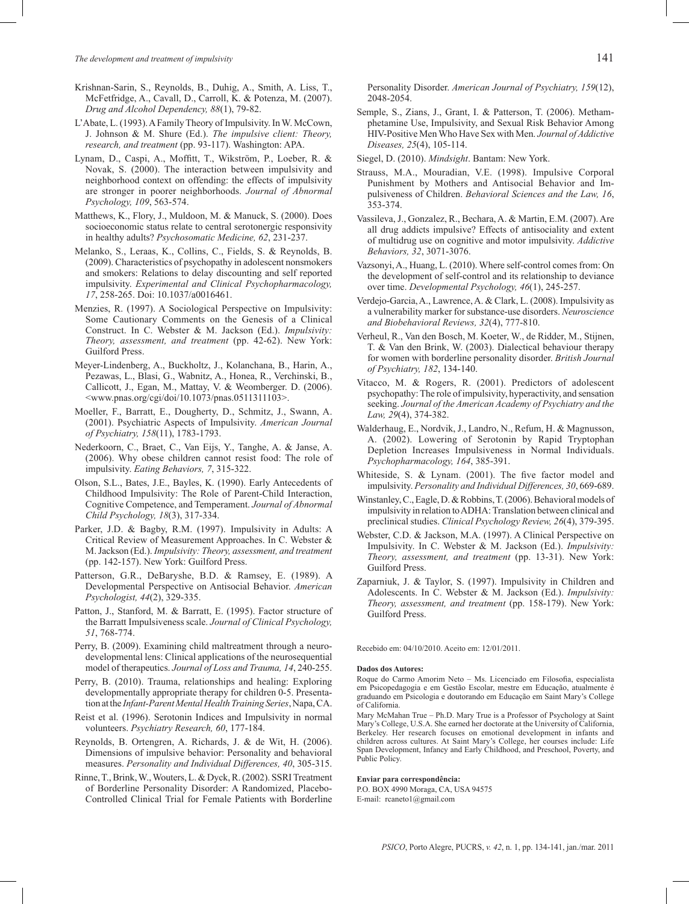Krishnan-Sarin, S., Reynolds, B., Duhig, A., Smith, A. Liss, T., McFetfridge, A., Cavall, D., Carroll, K. & Potenza, M. (2007). *Drug and Alcohol Dependency, 88*(1), 79-82.

L'Abate, L. (1993). A Family Theory of Impulsivity. In W. McCown, J. Johnson & M. Shure (Ed.). *The impulsive client: Theory, research, and treatment* (pp. 93-117). Washington: APA.

Lynam, D., Caspi, A., Moffitt, T., Wikström, P., Loeber, R. & Novak, S. (2000). The interaction between impulsivity and neighborhood context on offending: the effects of impulsivity are stronger in poorer neighborhoods. *Journal of Abnormal Psychology, 109*, 563-574.

Matthews, K., Flory, J., Muldoon, M. & Manuck, S. (2000). Does socioeconomic status relate to central serotonergic responsivity in healthy adults? *Psychosomatic Medicine, 62*, 231-237.

Melanko, S., Leraas, K., Collins, C., Fields, S. & Reynolds, B. (2009). Characteristics of psychopathy in adolescent nonsmokers and smokers: Relations to delay discounting and self reported impulsivity. *Experimental and Clinical Psychopharmacology, 17*, 258-265. Doi: 10.1037/a0016461.

Menzies, R. (1997). A Sociological Perspective on Impulsivity: Some Cautionary Comments on the Genesis of a Clinical Construct. In C. Webster & M. Jackson (Ed.). *Impulsivity: Theory, assessment, and treatment* (pp. 42-62). New York: Guilford Press.

Meyer-Lindenberg, A., Buckholtz, J., Kolanchana, B., Harin, A., Pezawas, L., Blasi, G., Wabnitz, A., Honea, R., Verchinski, B., Callicott, J., Egan, M., Mattay, V. & Weomberger. D. (2006). <www.pnas.org/cgi/doi/10.1073/pnas.0511311103>.

Moeller, F., Barratt, E., Dougherty, D., Schmitz, J., Swann, A. (2001). Psychiatric Aspects of Impulsivity. *American Journal of Psychiatry, 158*(11), 1783-1793.

Nederkoorn, C., Braet, C., Van Eijs, Y., Tanghe, A. & Janse, A. (2006). Why obese children cannot resist food: The role of impulsivity. *Eating Behaviors, 7*, 315-322.

Olson, S.L., Bates, J.E., Bayles, K. (1990). Early Antecedents of Childhood Impulsivity: The Role of Parent-Child Interaction, Cognitive Competence, and Temperament. *Journal of Abnormal Child Psychology, 18*(3), 317-334.

Parker, J.D. & Bagby, R.M. (1997). Impulsivity in Adults: A Critical Review of Measurement Approaches. In C. Webster & M. Jackson (Ed.). *Impulsivity: Theory, assessment, and treatment* (pp. 142-157). New York: Guilford Press.

Patterson, G.R., DeBaryshe, B.D. & Ramsey, E. (1989). A Developmental Perspective on Antisocial Behavior. *American Psychologist, 44*(2), 329-335.

Patton, J., Stanford, M. & Barratt, E. (1995). Factor structure of the Barratt Impulsiveness scale. *Journal of Clinical Psychology, 51*, 768-774.

Perry, B. (2009). Examining child maltreatment through a neurodevelopmental lens: Clinical applications of the neurosequential model of therapeutics. *Journal of Loss and Trauma, 14*, 240-255.

Perry, B. (2010). Trauma, relationships and healing: Exploring developmentally appropriate therapy for children 0-5. Presentation at the *Infant-Parent Mental Health Training Series*, Napa, CA.

Reist et al. (1996). Serotonin Indices and Impulsivity in normal volunteers. *Psychiatry Research, 60*, 177-184.

Reynolds, B. Ortengren, A. Richards, J. & de Wit, H. (2006). Dimensions of impulsive behavior: Personality and behavioral measures. *Personality and Individual Differences, 40*, 305-315.

Rinne, T., Brink, W., Wouters, L. & Dyck, R. (2002). SSRI Treatment of Borderline Personality Disorder: A Randomized, Placebo-Controlled Clinical Trial for Female Patients with Borderline Personality Disorder. *American Journal of Psychiatry, 159*(12), 2048-2054.

Semple, S., Zians, J., Grant, I. & Patterson, T. (2006). Methamphetamine Use, Impulsivity, and Sexual Risk Behavior Among HIV-Positive Men Who Have Sex with Men. *Journal of Addictive Diseases, 25*(4), 105-114.

Siegel, D. (2010). *Mindsight*. Bantam: New York.

Strauss, M.A., Mouradian, V.E. (1998). Impulsive Corporal Punishment by Mothers and Antisocial Behavior and Impulsiveness of Children. *Behavioral Sciences and the Law, 16*, 353-374.

Vassileva, J., Gonzalez, R., Bechara, A. & Martin, E.M. (2007). Are all drug addicts impulsive? Effects of antisociality and extent of multidrug use on cognitive and motor impulsivity. *Addictive Behaviors, 32*, 3071-3076.

Vazsonyi, A., Huang, L. (2010). Where self-control comes from: On the development of self-control and its relationship to deviance over time. *Developmental Psychology, 46*(1), 245-257.

Verdejo-Garcia, A., Lawrence, A. & Clark, L. (2008). Impulsivity as a vulnerability marker for substance-use disorders. *Neuroscience and Biobehavioral Reviews, 32*(4), 777-810.

Verheul, R., Van den Bosch, M. Koeter, W., de Ridder, M., Stijnen, T. & Van den Brink, W. (2003). Dialectical behaviour therapy for women with borderline personality disorder. *British Journal of Psychiatry, 182*, 134-140.

Vitacco, M. & Rogers, R. (2001). Predictors of adolescent psychopathy: The role of impulsivity, hyperactivity, and sensation seeking. *Journal of the American Academy of Psychiatry and the Law, 29*(4), 374-382.

Walderhaug, E., Nordvik, J., Landro, N., Refum, H. & Magnusson, A. (2002). Lowering of Serotonin by Rapid Tryptophan Depletion Increases Impulsiveness in Normal Individuals. *Psychopharmacology, 164*, 385-391.

Whiteside, S. & Lynam. (2001). The five factor model and impulsivity. *Personality and Individual Differences, 30*, 669-689.

Winstanley, C., Eagle, D. & Robbins, T. (2006). Behavioral models of impulsivity in relation to ADHA: Translation between clinical and preclinical studies. *Clinical Psychology Review, 26*(4), 379-395.

Webster, C.D. & Jackson, M.A. (1997). A Clinical Perspective on Impulsivity. In C. Webster & M. Jackson (Ed.). *Impulsivity: Theory, assessment, and treatment* (pp. 13-31). New York: Guilford Press.

Zaparniuk, J. & Taylor, S. (1997). Impulsivity in Children and Adolescents. In C. Webster & M. Jackson (Ed.). *Impulsivity: Theory, assessment, and treatment* (pp. 158-179). New York: Guilford Press.

Recebido em: 04/10/2010. Aceito em: 12/01/2011.

**Dados dos Autores:**

Roque do Carmo Amorim Neto – Ms. Licenciado em Filosofia, especialista em Psicopedagogia e em Gestão Escolar, mestre em Educação, atualmente é graduando em Psicologia e doutorando em Educação em Saint Mary's College of California.

Mary McMahan True – Ph.D. Mary True is a Professor of Psychology at Saint Mary's College, U.S.A. She earned her doctorate at the University of California, Berkeley. Her research focuses on emotional development in infants and children across cultures. At Saint Mary's College, her courses include: Life Span Development, Infancy and Early Childhood, and Preschool, Poverty, and Public Policy.

**Enviar para correspondência:**

P.O. BOX 4990 Moraga, CA, USA 94575
E-mail: rcaneto1@gmail.com